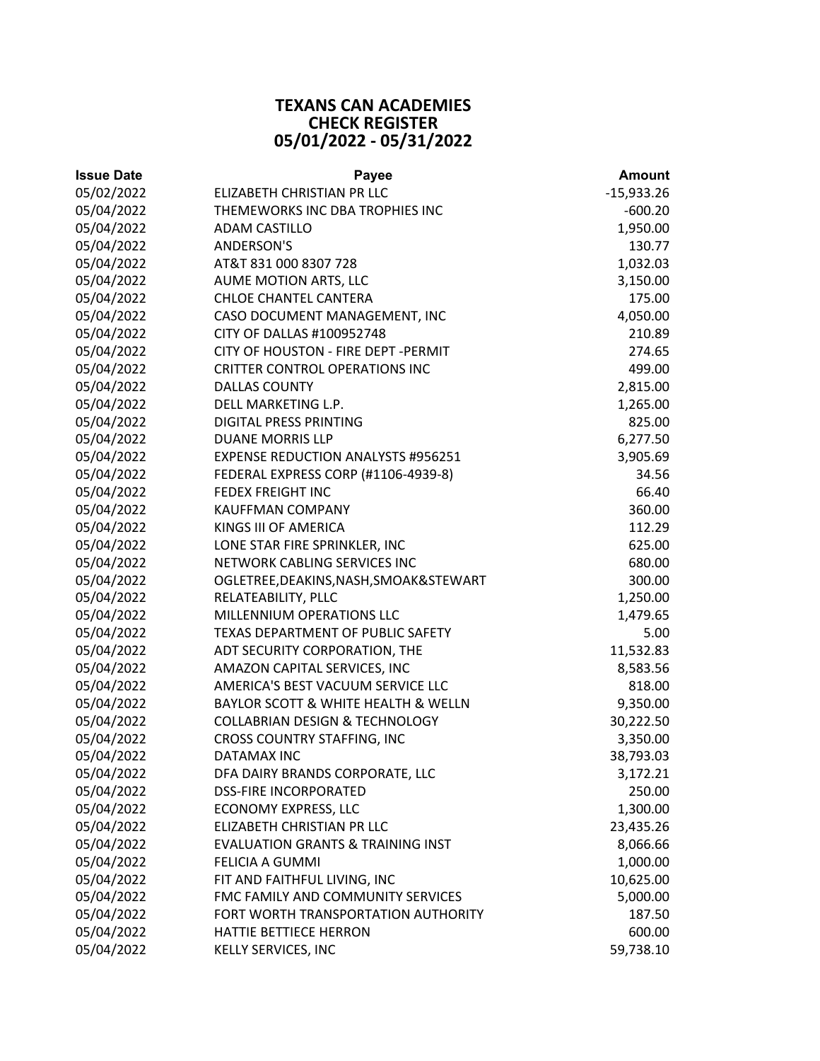# TEXANS CAN ACADEMIES
## CHECK REGISTER
## 05/01/2022 - 05/31/2022

| Issue Date | Payee | Amount |
|---|---|---|
| 05/02/2022 | ELIZABETH CHRISTIAN PR LLC | -15,933.26 |
| 05/04/2022 | THEMEWORKS INC DBA TROPHIES INC | -600.20 |
| 05/04/2022 | ADAM CASTILLO | 1,950.00 |
| 05/04/2022 | ANDERSON'S | 130.77 |
| 05/04/2022 | AT&T 831 000 8307 728 | 1,032.03 |
| 05/04/2022 | AUME MOTION ARTS, LLC | 3,150.00 |
| 05/04/2022 | CHLOE CHANTEL CANTERA | 175.00 |
| 05/04/2022 | CASO DOCUMENT MANAGEMENT, INC | 4,050.00 |
| 05/04/2022 | CITY OF DALLAS #100952748 | 210.89 |
| 05/04/2022 | CITY OF HOUSTON - FIRE DEPT -PERMIT | 274.65 |
| 05/04/2022 | CRITTER CONTROL OPERATIONS INC | 499.00 |
| 05/04/2022 | DALLAS COUNTY | 2,815.00 |
| 05/04/2022 | DELL MARKETING L.P. | 1,265.00 |
| 05/04/2022 | DIGITAL PRESS PRINTING | 825.00 |
| 05/04/2022 | DUANE MORRIS LLP | 6,277.50 |
| 05/04/2022 | EXPENSE REDUCTION ANALYSTS #956251 | 3,905.69 |
| 05/04/2022 | FEDERAL EXPRESS CORP (#1106-4939-8) | 34.56 |
| 05/04/2022 | FEDEX FREIGHT INC | 66.40 |
| 05/04/2022 | KAUFFMAN COMPANY | 360.00 |
| 05/04/2022 | KINGS III OF AMERICA | 112.29 |
| 05/04/2022 | LONE STAR FIRE SPRINKLER, INC | 625.00 |
| 05/04/2022 | NETWORK CABLING SERVICES INC | 680.00 |
| 05/04/2022 | OGLETREE,DEAKINS,NASH,SMOAK&STEWART | 300.00 |
| 05/04/2022 | RELATEABILITY, PLLC | 1,250.00 |
| 05/04/2022 | MILLENNIUM OPERATIONS LLC | 1,479.65 |
| 05/04/2022 | TEXAS DEPARTMENT OF PUBLIC SAFETY | 5.00 |
| 05/04/2022 | ADT SECURITY CORPORATION, THE | 11,532.83 |
| 05/04/2022 | AMAZON CAPITAL SERVICES, INC | 8,583.56 |
| 05/04/2022 | AMERICA'S BEST VACUUM SERVICE LLC | 818.00 |
| 05/04/2022 | BAYLOR SCOTT & WHITE HEALTH & WELLN | 9,350.00 |
| 05/04/2022 | COLLABRIAN DESIGN & TECHNOLOGY | 30,222.50 |
| 05/04/2022 | CROSS COUNTRY STAFFING, INC | 3,350.00 |
| 05/04/2022 | DATAMAX INC | 38,793.03 |
| 05/04/2022 | DFA DAIRY BRANDS CORPORATE, LLC | 3,172.21 |
| 05/04/2022 | DSS-FIRE INCORPORATED | 250.00 |
| 05/04/2022 | ECONOMY EXPRESS, LLC | 1,300.00 |
| 05/04/2022 | ELIZABETH CHRISTIAN PR LLC | 23,435.26 |
| 05/04/2022 | EVALUATION GRANTS & TRAINING INST | 8,066.66 |
| 05/04/2022 | FELICIA A GUMMI | 1,000.00 |
| 05/04/2022 | FIT AND FAITHFUL LIVING, INC | 10,625.00 |
| 05/04/2022 | FMC FAMILY AND COMMUNITY SERVICES | 5,000.00 |
| 05/04/2022 | FORT WORTH TRANSPORTATION AUTHORITY | 187.50 |
| 05/04/2022 | HATTIE BETTIECE HERRON | 600.00 |
| 05/04/2022 | KELLY SERVICES, INC | 59,738.10 |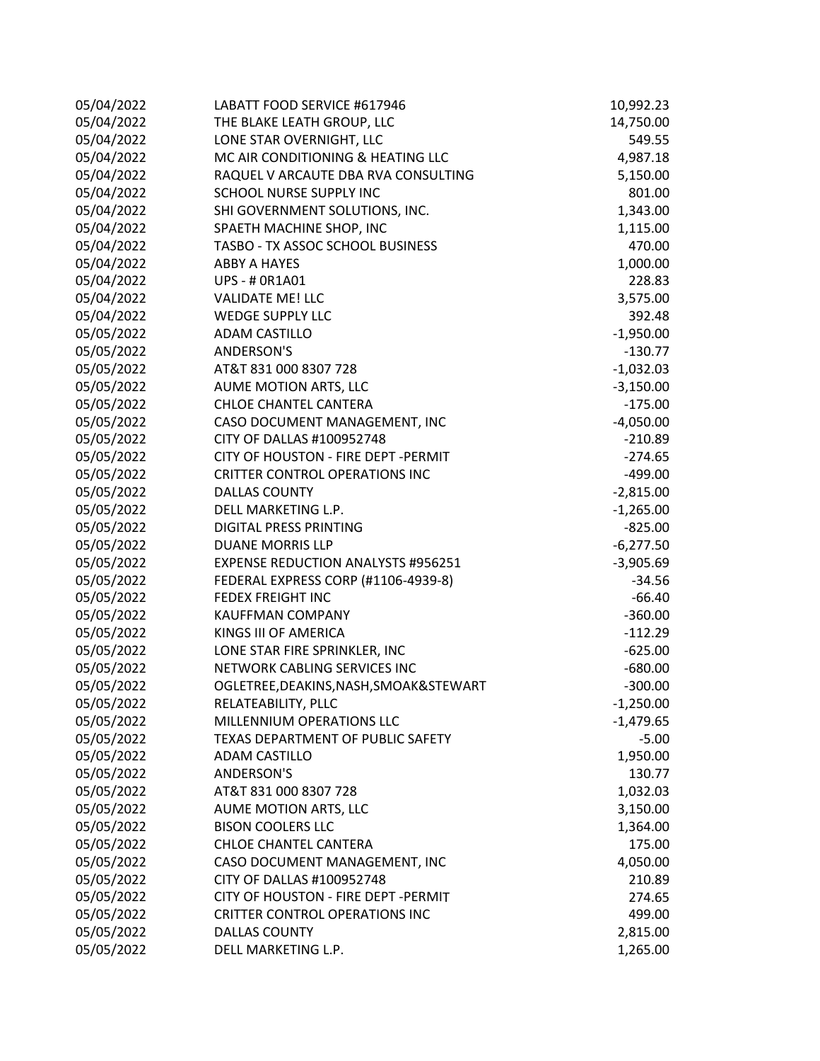| | | |
|---|---|---|
| 05/04/2022 | LABATT FOOD SERVICE #617946 | 10,992.23 |
| 05/04/2022 | THE BLAKE LEATH GROUP, LLC | 14,750.00 |
| 05/04/2022 | LONE STAR OVERNIGHT, LLC | 549.55 |
| 05/04/2022 | MC AIR CONDITIONING & HEATING LLC | 4,987.18 |
| 05/04/2022 | RAQUEL V ARCAUTE DBA RVA CONSULTING | 5,150.00 |
| 05/04/2022 | SCHOOL NURSE SUPPLY INC | 801.00 |
| 05/04/2022 | SHI GOVERNMENT SOLUTIONS, INC. | 1,343.00 |
| 05/04/2022 | SPAETH MACHINE SHOP, INC | 1,115.00 |
| 05/04/2022 | TASBO - TX ASSOC SCHOOL BUSINESS | 470.00 |
| 05/04/2022 | ABBY A HAYES | 1,000.00 |
| 05/04/2022 | UPS - # 0R1A01 | 228.83 |
| 05/04/2022 | VALIDATE ME! LLC | 3,575.00 |
| 05/04/2022 | WEDGE SUPPLY LLC | 392.48 |
| 05/05/2022 | ADAM CASTILLO | -1,950.00 |
| 05/05/2022 | ANDERSON'S | -130.77 |
| 05/05/2022 | AT&T 831 000 8307 728 | -1,032.03 |
| 05/05/2022 | AUME MOTION ARTS, LLC | -3,150.00 |
| 05/05/2022 | CHLOE CHANTEL CANTERA | -175.00 |
| 05/05/2022 | CASO DOCUMENT MANAGEMENT, INC | -4,050.00 |
| 05/05/2022 | CITY OF DALLAS #100952748 | -210.89 |
| 05/05/2022 | CITY OF HOUSTON - FIRE DEPT -PERMIT | -274.65 |
| 05/05/2022 | CRITTER CONTROL OPERATIONS INC | -499.00 |
| 05/05/2022 | DALLAS COUNTY | -2,815.00 |
| 05/05/2022 | DELL MARKETING L.P. | -1,265.00 |
| 05/05/2022 | DIGITAL PRESS PRINTING | -825.00 |
| 05/05/2022 | DUANE MORRIS LLP | -6,277.50 |
| 05/05/2022 | EXPENSE REDUCTION ANALYSTS #956251 | -3,905.69 |
| 05/05/2022 | FEDERAL EXPRESS CORP (#1106-4939-8) | -34.56 |
| 05/05/2022 | FEDEX FREIGHT INC | -66.40 |
| 05/05/2022 | KAUFFMAN COMPANY | -360.00 |
| 05/05/2022 | KINGS III OF AMERICA | -112.29 |
| 05/05/2022 | LONE STAR FIRE SPRINKLER, INC | -625.00 |
| 05/05/2022 | NETWORK CABLING SERVICES INC | -680.00 |
| 05/05/2022 | OGLETREE,DEAKINS,NASH,SMOAK&STEWART | -300.00 |
| 05/05/2022 | RELATEABILITY, PLLC | -1,250.00 |
| 05/05/2022 | MILLENNIUM OPERATIONS LLC | -1,479.65 |
| 05/05/2022 | TEXAS DEPARTMENT OF PUBLIC SAFETY | -5.00 |
| 05/05/2022 | ADAM CASTILLO | 1,950.00 |
| 05/05/2022 | ANDERSON'S | 130.77 |
| 05/05/2022 | AT&T 831 000 8307 728 | 1,032.03 |
| 05/05/2022 | AUME MOTION ARTS, LLC | 3,150.00 |
| 05/05/2022 | BISON COOLERS LLC | 1,364.00 |
| 05/05/2022 | CHLOE CHANTEL CANTERA | 175.00 |
| 05/05/2022 | CASO DOCUMENT MANAGEMENT, INC | 4,050.00 |
| 05/05/2022 | CITY OF DALLAS #100952748 | 210.89 |
| 05/05/2022 | CITY OF HOUSTON - FIRE DEPT -PERMIT | 274.65 |
| 05/05/2022 | CRITTER CONTROL OPERATIONS INC | 499.00 |
| 05/05/2022 | DALLAS COUNTY | 2,815.00 |
| 05/05/2022 | DELL MARKETING L.P. | 1,265.00 |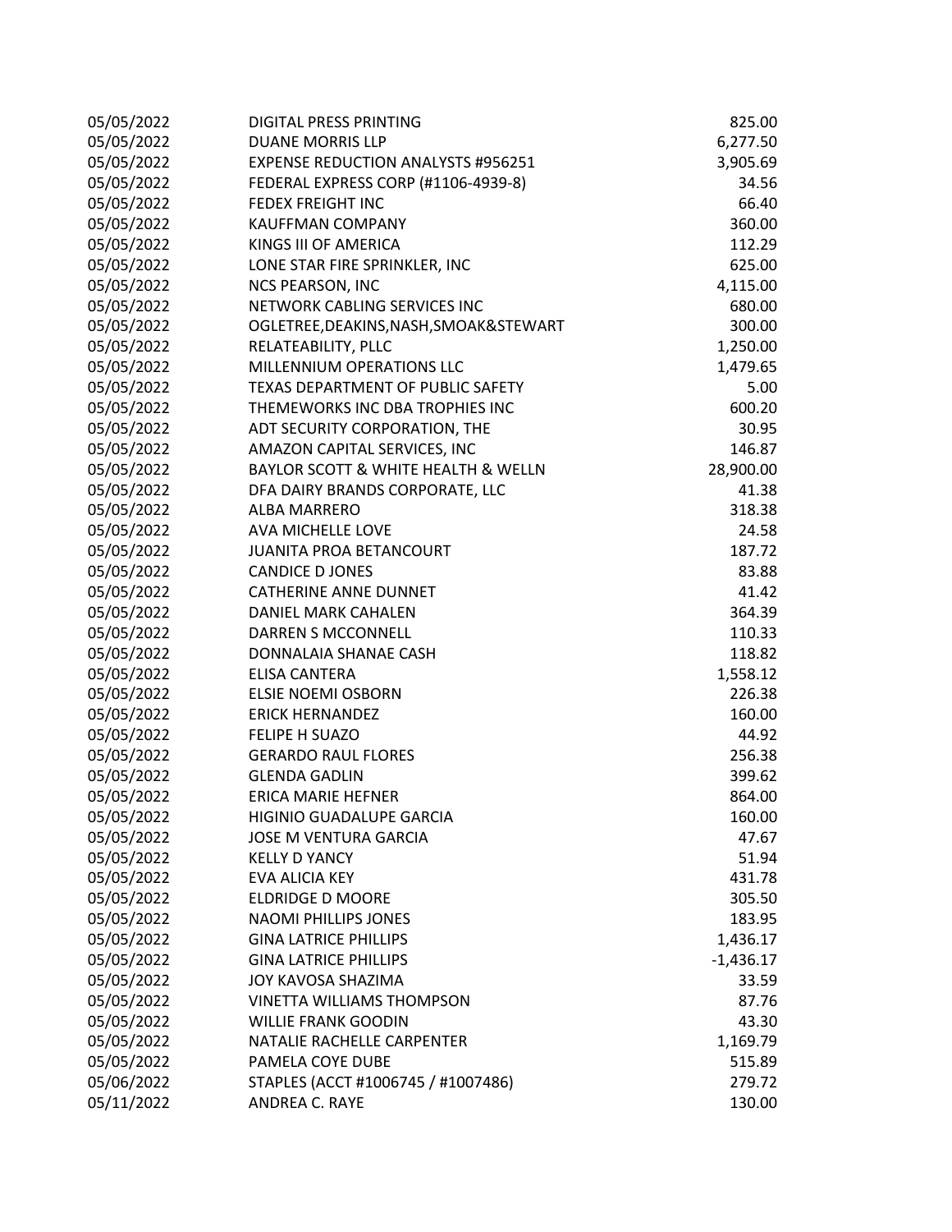| | | |
|---|---|---|
| 05/05/2022 | DIGITAL PRESS PRINTING | 825.00 |
| 05/05/2022 | DUANE MORRIS LLP | 6,277.50 |
| 05/05/2022 | EXPENSE REDUCTION ANALYSTS #956251 | 3,905.69 |
| 05/05/2022 | FEDERAL EXPRESS CORP (#1106-4939-8) | 34.56 |
| 05/05/2022 | FEDEX FREIGHT INC | 66.40 |
| 05/05/2022 | KAUFFMAN COMPANY | 360.00 |
| 05/05/2022 | KINGS III OF AMERICA | 112.29 |
| 05/05/2022 | LONE STAR FIRE SPRINKLER, INC | 625.00 |
| 05/05/2022 | NCS PEARSON, INC | 4,115.00 |
| 05/05/2022 | NETWORK CABLING SERVICES INC | 680.00 |
| 05/05/2022 | OGLETREE,DEAKINS,NASH,SMOAK&STEWART | 300.00 |
| 05/05/2022 | RELATEABILITY, PLLC | 1,250.00 |
| 05/05/2022 | MILLENNIUM OPERATIONS LLC | 1,479.65 |
| 05/05/2022 | TEXAS DEPARTMENT OF PUBLIC SAFETY | 5.00 |
| 05/05/2022 | THEMEWORKS INC DBA TROPHIES INC | 600.20 |
| 05/05/2022 | ADT SECURITY CORPORATION, THE | 30.95 |
| 05/05/2022 | AMAZON CAPITAL SERVICES, INC | 146.87 |
| 05/05/2022 | BAYLOR SCOTT & WHITE HEALTH & WELLN | 28,900.00 |
| 05/05/2022 | DFA DAIRY BRANDS CORPORATE, LLC | 41.38 |
| 05/05/2022 | ALBA MARRERO | 318.38 |
| 05/05/2022 | AVA MICHELLE LOVE | 24.58 |
| 05/05/2022 | JUANITA PROA BETANCOURT | 187.72 |
| 05/05/2022 | CANDICE D JONES | 83.88 |
| 05/05/2022 | CATHERINE ANNE DUNNET | 41.42 |
| 05/05/2022 | DANIEL MARK CAHALEN | 364.39 |
| 05/05/2022 | DARREN S MCCONNELL | 110.33 |
| 05/05/2022 | DONNALAIA SHANAE CASH | 118.82 |
| 05/05/2022 | ELISA CANTERA | 1,558.12 |
| 05/05/2022 | ELSIE NOEMI OSBORN | 226.38 |
| 05/05/2022 | ERICK HERNANDEZ | 160.00 |
| 05/05/2022 | FELIPE H SUAZO | 44.92 |
| 05/05/2022 | GERARDO RAUL FLORES | 256.38 |
| 05/05/2022 | GLENDA GADLIN | 399.62 |
| 05/05/2022 | ERICA MARIE HEFNER | 864.00 |
| 05/05/2022 | HIGINIO GUADALUPE GARCIA | 160.00 |
| 05/05/2022 | JOSE M VENTURA GARCIA | 47.67 |
| 05/05/2022 | KELLY D YANCY | 51.94 |
| 05/05/2022 | EVA ALICIA KEY | 431.78 |
| 05/05/2022 | ELDRIDGE D MOORE | 305.50 |
| 05/05/2022 | NAOMI PHILLIPS JONES | 183.95 |
| 05/05/2022 | GINA LATRICE PHILLIPS | 1,436.17 |
| 05/05/2022 | GINA LATRICE PHILLIPS | -1,436.17 |
| 05/05/2022 | JOY KAVOSA SHAZIMA | 33.59 |
| 05/05/2022 | VINETTA WILLIAMS THOMPSON | 87.76 |
| 05/05/2022 | WILLIE FRANK GOODIN | 43.30 |
| 05/05/2022 | NATALIE RACHELLE CARPENTER | 1,169.79 |
| 05/05/2022 | PAMELA COYE DUBE | 515.89 |
| 05/06/2022 | STAPLES (ACCT #1006745 / #1007486) | 279.72 |
| 05/11/2022 | ANDREA C. RAYE | 130.00 |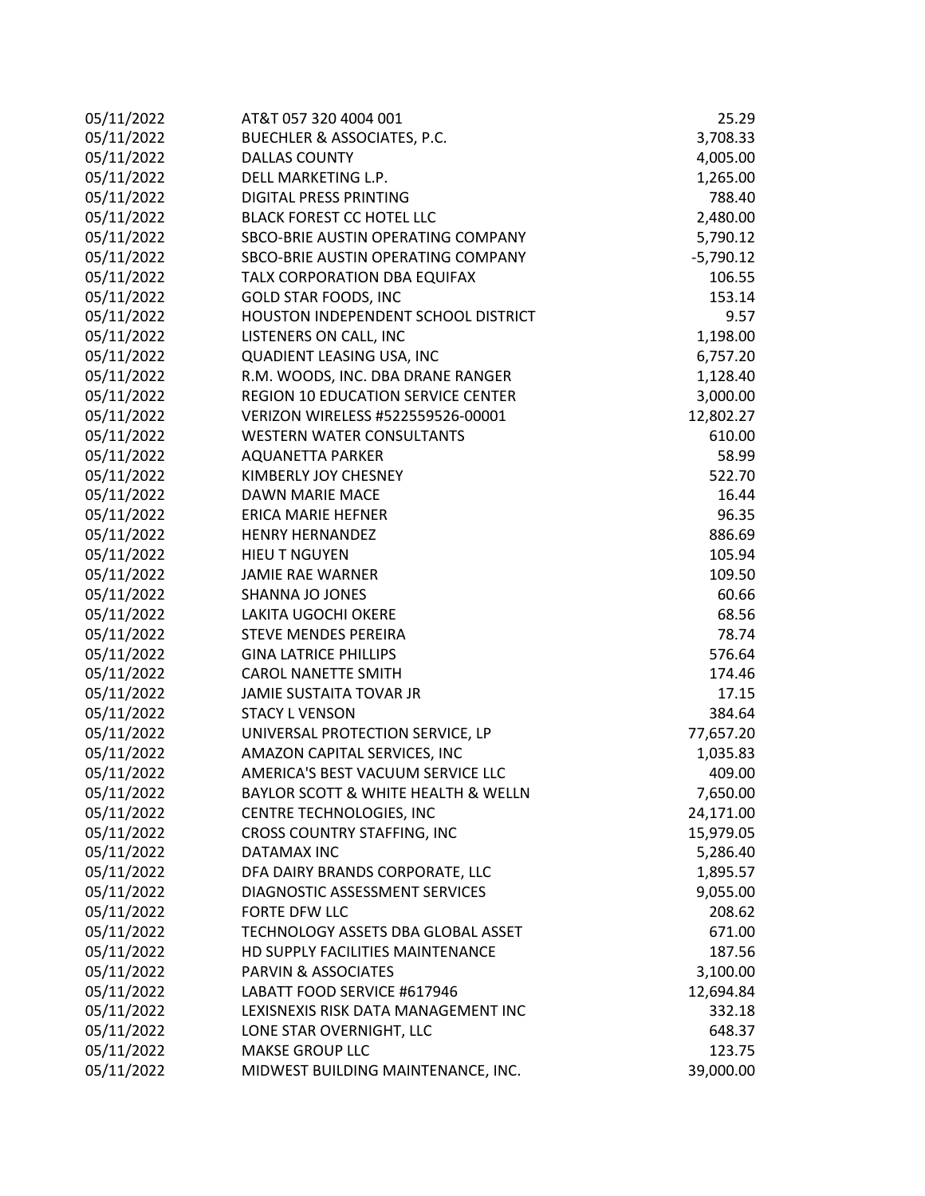| | | |
|---|---|---|
| 05/11/2022 | AT&T 057 320 4004 001 | 25.29 |
| 05/11/2022 | BUECHLER & ASSOCIATES, P.C. | 3,708.33 |
| 05/11/2022 | DALLAS COUNTY | 4,005.00 |
| 05/11/2022 | DELL MARKETING L.P. | 1,265.00 |
| 05/11/2022 | DIGITAL PRESS PRINTING | 788.40 |
| 05/11/2022 | BLACK FOREST CC HOTEL LLC | 2,480.00 |
| 05/11/2022 | SBCO-BRIE AUSTIN OPERATING COMPANY | 5,790.12 |
| 05/11/2022 | SBCO-BRIE AUSTIN OPERATING COMPANY | -5,790.12 |
| 05/11/2022 | TALX CORPORATION DBA EQUIFAX | 106.55 |
| 05/11/2022 | GOLD STAR FOODS, INC | 153.14 |
| 05/11/2022 | HOUSTON INDEPENDENT SCHOOL DISTRICT | 9.57 |
| 05/11/2022 | LISTENERS ON CALL, INC | 1,198.00 |
| 05/11/2022 | QUADIENT LEASING USA, INC | 6,757.20 |
| 05/11/2022 | R.M. WOODS, INC. DBA DRANE RANGER | 1,128.40 |
| 05/11/2022 | REGION 10 EDUCATION SERVICE CENTER | 3,000.00 |
| 05/11/2022 | VERIZON WIRELESS #522559526-00001 | 12,802.27 |
| 05/11/2022 | WESTERN WATER CONSULTANTS | 610.00 |
| 05/11/2022 | AQUANETTA PARKER | 58.99 |
| 05/11/2022 | KIMBERLY JOY CHESNEY | 522.70 |
| 05/11/2022 | DAWN MARIE MACE | 16.44 |
| 05/11/2022 | ERICA MARIE HEFNER | 96.35 |
| 05/11/2022 | HENRY HERNANDEZ | 886.69 |
| 05/11/2022 | HIEU T NGUYEN | 105.94 |
| 05/11/2022 | JAMIE RAE WARNER | 109.50 |
| 05/11/2022 | SHANNA JO JONES | 60.66 |
| 05/11/2022 | LAKITA UGOCHI OKERE | 68.56 |
| 05/11/2022 | STEVE MENDES PEREIRA | 78.74 |
| 05/11/2022 | GINA LATRICE PHILLIPS | 576.64 |
| 05/11/2022 | CAROL NANETTE SMITH | 174.46 |
| 05/11/2022 | JAMIE SUSTAITA TOVAR JR | 17.15 |
| 05/11/2022 | STACY L VENSON | 384.64 |
| 05/11/2022 | UNIVERSAL PROTECTION SERVICE, LP | 77,657.20 |
| 05/11/2022 | AMAZON CAPITAL SERVICES, INC | 1,035.83 |
| 05/11/2022 | AMERICA'S BEST VACUUM SERVICE LLC | 409.00 |
| 05/11/2022 | BAYLOR SCOTT & WHITE HEALTH & WELLN | 7,650.00 |
| 05/11/2022 | CENTRE TECHNOLOGIES, INC | 24,171.00 |
| 05/11/2022 | CROSS COUNTRY STAFFING, INC | 15,979.05 |
| 05/11/2022 | DATAMAX INC | 5,286.40 |
| 05/11/2022 | DFA DAIRY BRANDS CORPORATE, LLC | 1,895.57 |
| 05/11/2022 | DIAGNOSTIC ASSESSMENT SERVICES | 9,055.00 |
| 05/11/2022 | FORTE DFW LLC | 208.62 |
| 05/11/2022 | TECHNOLOGY ASSETS DBA GLOBAL ASSET | 671.00 |
| 05/11/2022 | HD SUPPLY FACILITIES MAINTENANCE | 187.56 |
| 05/11/2022 | PARVIN & ASSOCIATES | 3,100.00 |
| 05/11/2022 | LABATT FOOD SERVICE #617946 | 12,694.84 |
| 05/11/2022 | LEXISNEXIS RISK DATA MANAGEMENT INC | 332.18 |
| 05/11/2022 | LONE STAR OVERNIGHT, LLC | 648.37 |
| 05/11/2022 | MAKSE GROUP LLC | 123.75 |
| 05/11/2022 | MIDWEST BUILDING MAINTENANCE, INC. | 39,000.00 |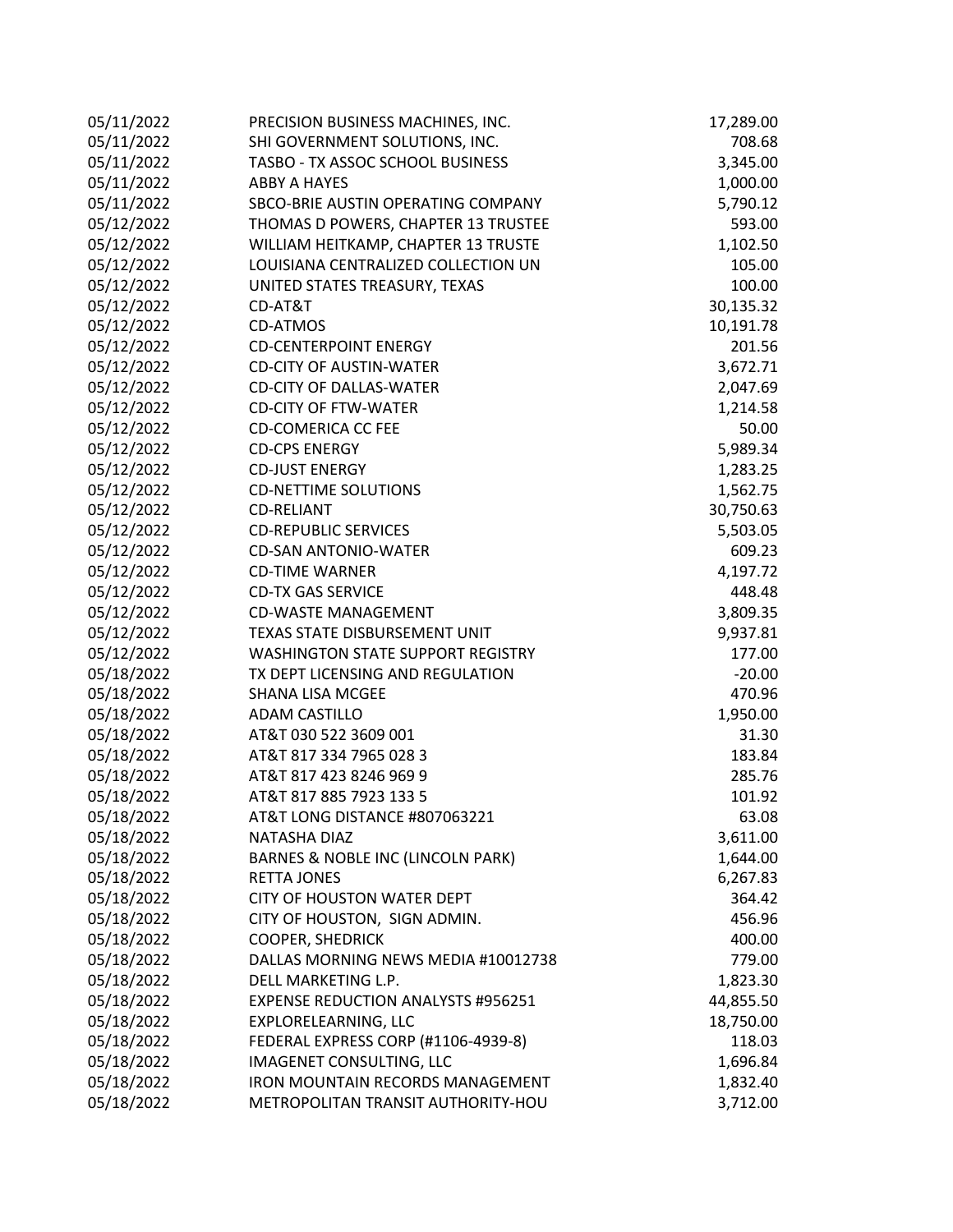| | | |
|---|---|---|
| 05/11/2022 | PRECISION BUSINESS MACHINES, INC. | 17,289.00 |
| 05/11/2022 | SHI GOVERNMENT SOLUTIONS, INC. | 708.68 |
| 05/11/2022 | TASBO - TX ASSOC SCHOOL BUSINESS | 3,345.00 |
| 05/11/2022 | ABBY A HAYES | 1,000.00 |
| 05/11/2022 | SBCO-BRIE AUSTIN OPERATING COMPANY | 5,790.12 |
| 05/12/2022 | THOMAS D POWERS, CHAPTER 13 TRUSTEE | 593.00 |
| 05/12/2022 | WILLIAM HEITKAMP, CHAPTER 13 TRUSTE | 1,102.50 |
| 05/12/2022 | LOUISIANA CENTRALIZED COLLECTION UN | 105.00 |
| 05/12/2022 | UNITED STATES TREASURY, TEXAS | 100.00 |
| 05/12/2022 | CD-AT&T | 30,135.32 |
| 05/12/2022 | CD-ATMOS | 10,191.78 |
| 05/12/2022 | CD-CENTERPOINT ENERGY | 201.56 |
| 05/12/2022 | CD-CITY OF AUSTIN-WATER | 3,672.71 |
| 05/12/2022 | CD-CITY OF DALLAS-WATER | 2,047.69 |
| 05/12/2022 | CD-CITY OF FTW-WATER | 1,214.58 |
| 05/12/2022 | CD-COMERICA CC FEE | 50.00 |
| 05/12/2022 | CD-CPS ENERGY | 5,989.34 |
| 05/12/2022 | CD-JUST ENERGY | 1,283.25 |
| 05/12/2022 | CD-NETTIME SOLUTIONS | 1,562.75 |
| 05/12/2022 | CD-RELIANT | 30,750.63 |
| 05/12/2022 | CD-REPUBLIC SERVICES | 5,503.05 |
| 05/12/2022 | CD-SAN ANTONIO-WATER | 609.23 |
| 05/12/2022 | CD-TIME WARNER | 4,197.72 |
| 05/12/2022 | CD-TX GAS SERVICE | 448.48 |
| 05/12/2022 | CD-WASTE MANAGEMENT | 3,809.35 |
| 05/12/2022 | TEXAS STATE DISBURSEMENT UNIT | 9,937.81 |
| 05/12/2022 | WASHINGTON STATE SUPPORT REGISTRY | 177.00 |
| 05/18/2022 | TX DEPT LICENSING AND REGULATION | -20.00 |
| 05/18/2022 | SHANA LISA MCGEE | 470.96 |
| 05/18/2022 | ADAM CASTILLO | 1,950.00 |
| 05/18/2022 | AT&T 030 522 3609 001 | 31.30 |
| 05/18/2022 | AT&T 817 334 7965 028 3 | 183.84 |
| 05/18/2022 | AT&T 817 423 8246 969 9 | 285.76 |
| 05/18/2022 | AT&T 817 885 7923 133 5 | 101.92 |
| 05/18/2022 | AT&T LONG DISTANCE #807063221 | 63.08 |
| 05/18/2022 | NATASHA DIAZ | 3,611.00 |
| 05/18/2022 | BARNES & NOBLE INC (LINCOLN PARK) | 1,644.00 |
| 05/18/2022 | RETTA JONES | 6,267.83 |
| 05/18/2022 | CITY OF HOUSTON WATER DEPT | 364.42 |
| 05/18/2022 | CITY OF HOUSTON, SIGN ADMIN. | 456.96 |
| 05/18/2022 | COOPER, SHEDRICK | 400.00 |
| 05/18/2022 | DALLAS MORNING NEWS MEDIA #10012738 | 779.00 |
| 05/18/2022 | DELL MARKETING L.P. | 1,823.30 |
| 05/18/2022 | EXPENSE REDUCTION ANALYSTS #956251 | 44,855.50 |
| 05/18/2022 | EXPLORELEARNING, LLC | 18,750.00 |
| 05/18/2022 | FEDERAL EXPRESS CORP (#1106-4939-8) | 118.03 |
| 05/18/2022 | IMAGENET CONSULTING, LLC | 1,696.84 |
| 05/18/2022 | IRON MOUNTAIN RECORDS MANAGEMENT | 1,832.40 |
| 05/18/2022 | METROPOLITAN TRANSIT AUTHORITY-HOU | 3,712.00 |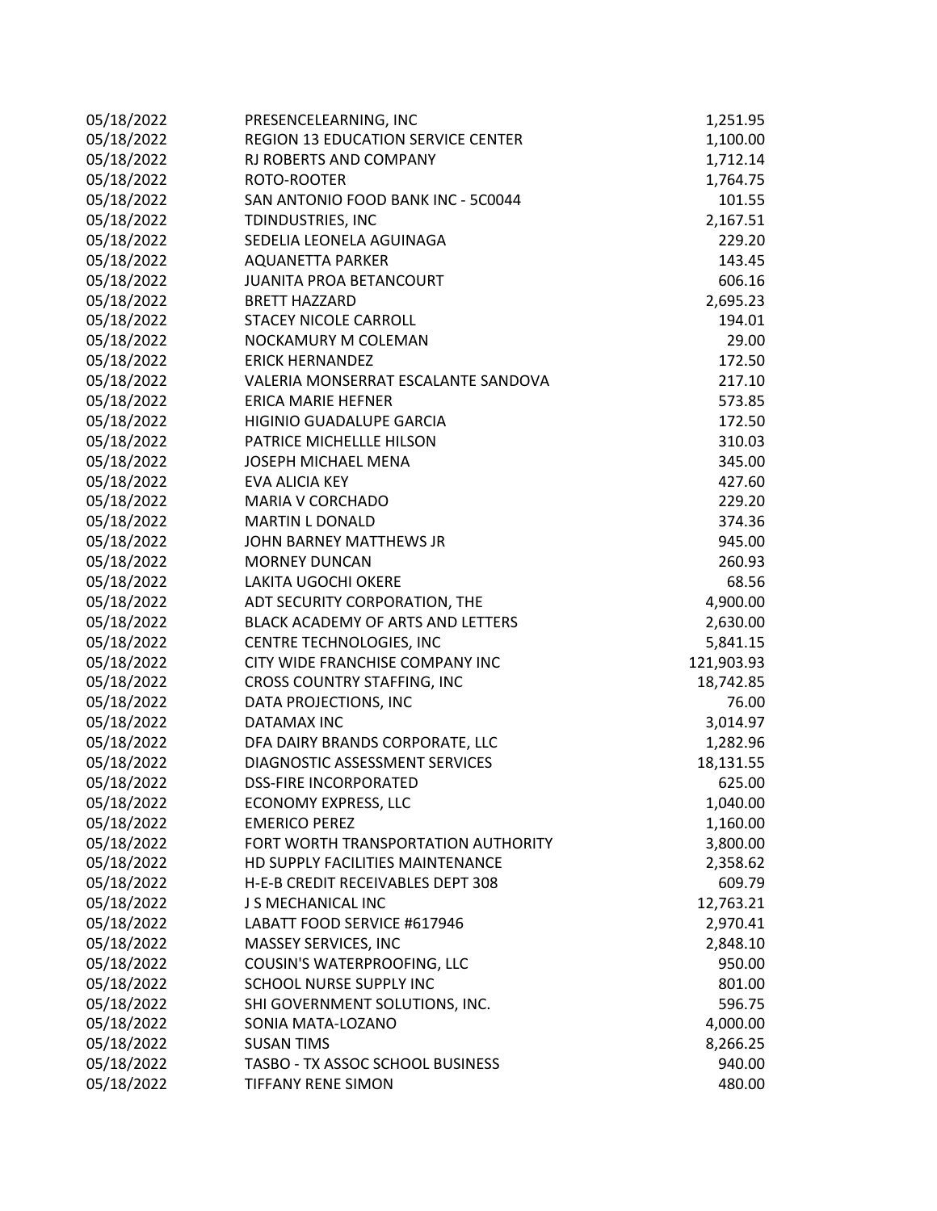| | | |
|---|---|---|
| 05/18/2022 | PRESENCELEARNING, INC | 1,251.95 |
| 05/18/2022 | REGION 13 EDUCATION SERVICE CENTER | 1,100.00 |
| 05/18/2022 | RJ ROBERTS AND COMPANY | 1,712.14 |
| 05/18/2022 | ROTO-ROOTER | 1,764.75 |
| 05/18/2022 | SAN ANTONIO FOOD BANK INC - 5C0044 | 101.55 |
| 05/18/2022 | TDINDUSTRIES, INC | 2,167.51 |
| 05/18/2022 | SEDELIA LEONELA AGUINAGA | 229.20 |
| 05/18/2022 | AQUANETTA PARKER | 143.45 |
| 05/18/2022 | JUANITA PROA BETANCOURT | 606.16 |
| 05/18/2022 | BRETT HAZZARD | 2,695.23 |
| 05/18/2022 | STACEY NICOLE CARROLL | 194.01 |
| 05/18/2022 | NOCKAMURY M COLEMAN | 29.00 |
| 05/18/2022 | ERICK HERNANDEZ | 172.50 |
| 05/18/2022 | VALERIA MONSERRAT ESCALANTE SANDOVA | 217.10 |
| 05/18/2022 | ERICA MARIE HEFNER | 573.85 |
| 05/18/2022 | HIGINIO GUADALUPE GARCIA | 172.50 |
| 05/18/2022 | PATRICE MICHELLLE HILSON | 310.03 |
| 05/18/2022 | JOSEPH MICHAEL MENA | 345.00 |
| 05/18/2022 | EVA ALICIA KEY | 427.60 |
| 05/18/2022 | MARIA V CORCHADO | 229.20 |
| 05/18/2022 | MARTIN L DONALD | 374.36 |
| 05/18/2022 | JOHN BARNEY MATTHEWS JR | 945.00 |
| 05/18/2022 | MORNEY DUNCAN | 260.93 |
| 05/18/2022 | LAKITA UGOCHI OKERE | 68.56 |
| 05/18/2022 | ADT SECURITY CORPORATION, THE | 4,900.00 |
| 05/18/2022 | BLACK ACADEMY OF ARTS AND LETTERS | 2,630.00 |
| 05/18/2022 | CENTRE TECHNOLOGIES, INC | 5,841.15 |
| 05/18/2022 | CITY WIDE FRANCHISE COMPANY INC | 121,903.93 |
| 05/18/2022 | CROSS COUNTRY STAFFING, INC | 18,742.85 |
| 05/18/2022 | DATA PROJECTIONS, INC | 76.00 |
| 05/18/2022 | DATAMAX INC | 3,014.97 |
| 05/18/2022 | DFA DAIRY BRANDS CORPORATE, LLC | 1,282.96 |
| 05/18/2022 | DIAGNOSTIC ASSESSMENT SERVICES | 18,131.55 |
| 05/18/2022 | DSS-FIRE INCORPORATED | 625.00 |
| 05/18/2022 | ECONOMY EXPRESS, LLC | 1,040.00 |
| 05/18/2022 | EMERICO PEREZ | 1,160.00 |
| 05/18/2022 | FORT WORTH TRANSPORTATION AUTHORITY | 3,800.00 |
| 05/18/2022 | HD SUPPLY FACILITIES MAINTENANCE | 2,358.62 |
| 05/18/2022 | H-E-B CREDIT RECEIVABLES DEPT 308 | 609.79 |
| 05/18/2022 | J S MECHANICAL INC | 12,763.21 |
| 05/18/2022 | LABATT FOOD SERVICE #617946 | 2,970.41 |
| 05/18/2022 | MASSEY SERVICES, INC | 2,848.10 |
| 05/18/2022 | COUSIN'S WATERPROOFING, LLC | 950.00 |
| 05/18/2022 | SCHOOL NURSE SUPPLY INC | 801.00 |
| 05/18/2022 | SHI GOVERNMENT SOLUTIONS, INC. | 596.75 |
| 05/18/2022 | SONIA MATA-LOZANO | 4,000.00 |
| 05/18/2022 | SUSAN TIMS | 8,266.25 |
| 05/18/2022 | TASBO - TX ASSOC SCHOOL BUSINESS | 940.00 |
| 05/18/2022 | TIFFANY RENE SIMON | 480.00 |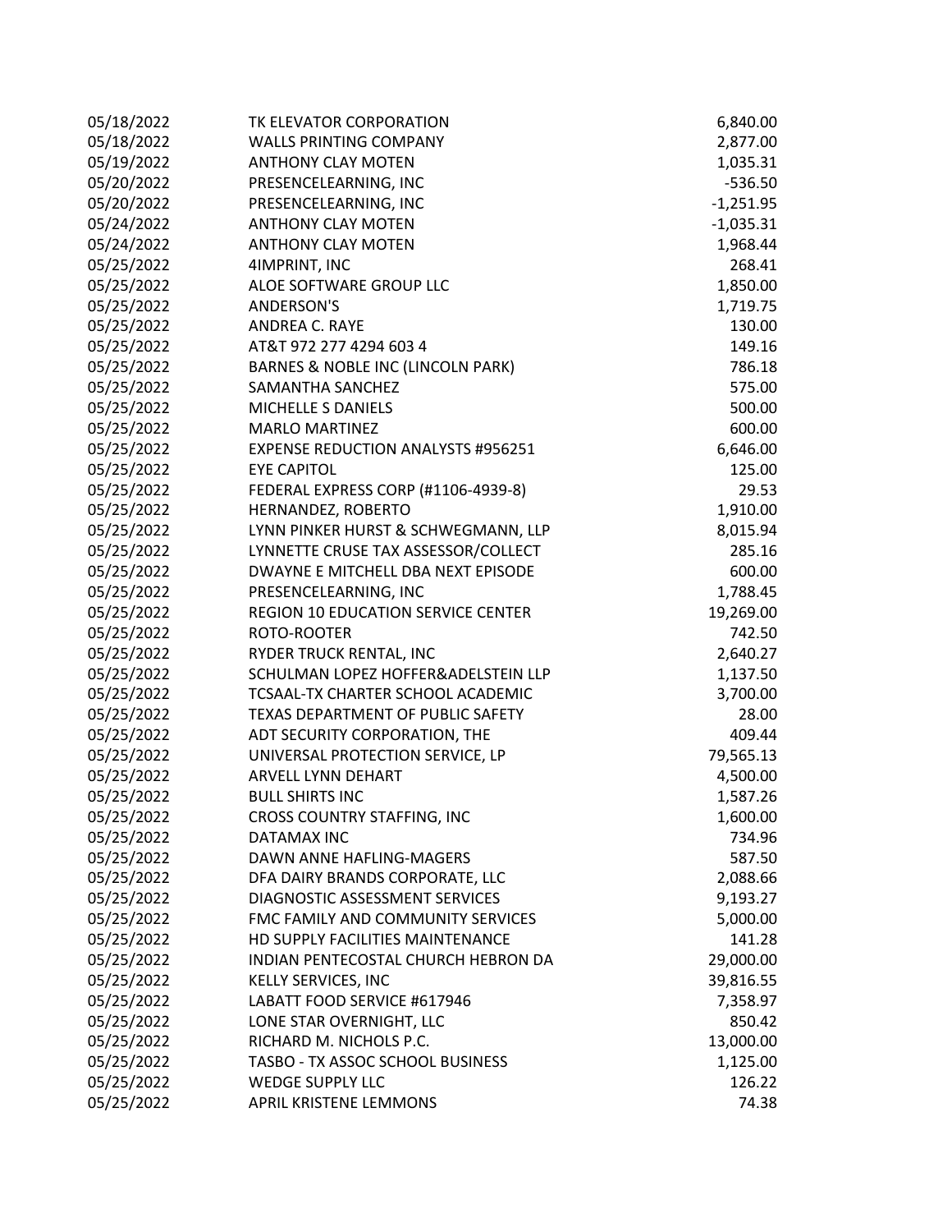| | | |
|---|---|---|
| 05/18/2022 | TK ELEVATOR CORPORATION | 6,840.00 |
| 05/18/2022 | WALLS PRINTING COMPANY | 2,877.00 |
| 05/19/2022 | ANTHONY CLAY MOTEN | 1,035.31 |
| 05/20/2022 | PRESENCELEARNING, INC | -536.50 |
| 05/20/2022 | PRESENCELEARNING, INC | -1,251.95 |
| 05/24/2022 | ANTHONY CLAY MOTEN | -1,035.31 |
| 05/24/2022 | ANTHONY CLAY MOTEN | 1,968.44 |
| 05/25/2022 | 4IMPRINT, INC | 268.41 |
| 05/25/2022 | ALOE SOFTWARE GROUP LLC | 1,850.00 |
| 05/25/2022 | ANDERSON'S | 1,719.75 |
| 05/25/2022 | ANDREA C. RAYE | 130.00 |
| 05/25/2022 | AT&T 972 277 4294 603 4 | 149.16 |
| 05/25/2022 | BARNES & NOBLE INC (LINCOLN PARK) | 786.18 |
| 05/25/2022 | SAMANTHA SANCHEZ | 575.00 |
| 05/25/2022 | MICHELLE S DANIELS | 500.00 |
| 05/25/2022 | MARLO MARTINEZ | 600.00 |
| 05/25/2022 | EXPENSE REDUCTION ANALYSTS #956251 | 6,646.00 |
| 05/25/2022 | EYE CAPITOL | 125.00 |
| 05/25/2022 | FEDERAL EXPRESS CORP (#1106-4939-8) | 29.53 |
| 05/25/2022 | HERNANDEZ, ROBERTO | 1,910.00 |
| 05/25/2022 | LYNN PINKER HURST & SCHWEGMANN, LLP | 8,015.94 |
| 05/25/2022 | LYNNETTE CRUSE TAX ASSESSOR/COLLECT | 285.16 |
| 05/25/2022 | DWAYNE E MITCHELL DBA NEXT EPISODE | 600.00 |
| 05/25/2022 | PRESENCELEARNING, INC | 1,788.45 |
| 05/25/2022 | REGION 10 EDUCATION SERVICE CENTER | 19,269.00 |
| 05/25/2022 | ROTO-ROOTER | 742.50 |
| 05/25/2022 | RYDER TRUCK RENTAL, INC | 2,640.27 |
| 05/25/2022 | SCHULMAN LOPEZ HOFFER&ADELSTEIN LLP | 1,137.50 |
| 05/25/2022 | TCSAAL-TX CHARTER SCHOOL ACADEMIC | 3,700.00 |
| 05/25/2022 | TEXAS DEPARTMENT OF PUBLIC SAFETY | 28.00 |
| 05/25/2022 | ADT SECURITY CORPORATION, THE | 409.44 |
| 05/25/2022 | UNIVERSAL PROTECTION SERVICE, LP | 79,565.13 |
| 05/25/2022 | ARVELL LYNN DEHART | 4,500.00 |
| 05/25/2022 | BULL SHIRTS INC | 1,587.26 |
| 05/25/2022 | CROSS COUNTRY STAFFING, INC | 1,600.00 |
| 05/25/2022 | DATAMAX INC | 734.96 |
| 05/25/2022 | DAWN ANNE HAFLING-MAGERS | 587.50 |
| 05/25/2022 | DFA DAIRY BRANDS CORPORATE, LLC | 2,088.66 |
| 05/25/2022 | DIAGNOSTIC ASSESSMENT SERVICES | 9,193.27 |
| 05/25/2022 | FMC FAMILY AND COMMUNITY SERVICES | 5,000.00 |
| 05/25/2022 | HD SUPPLY FACILITIES MAINTENANCE | 141.28 |
| 05/25/2022 | INDIAN PENTECOSTAL CHURCH HEBRON DA | 29,000.00 |
| 05/25/2022 | KELLY SERVICES, INC | 39,816.55 |
| 05/25/2022 | LABATT FOOD SERVICE #617946 | 7,358.97 |
| 05/25/2022 | LONE STAR OVERNIGHT, LLC | 850.42 |
| 05/25/2022 | RICHARD M. NICHOLS P.C. | 13,000.00 |
| 05/25/2022 | TASBO - TX ASSOC SCHOOL BUSINESS | 1,125.00 |
| 05/25/2022 | WEDGE SUPPLY LLC | 126.22 |
| 05/25/2022 | APRIL KRISTENE LEMMONS | 74.38 |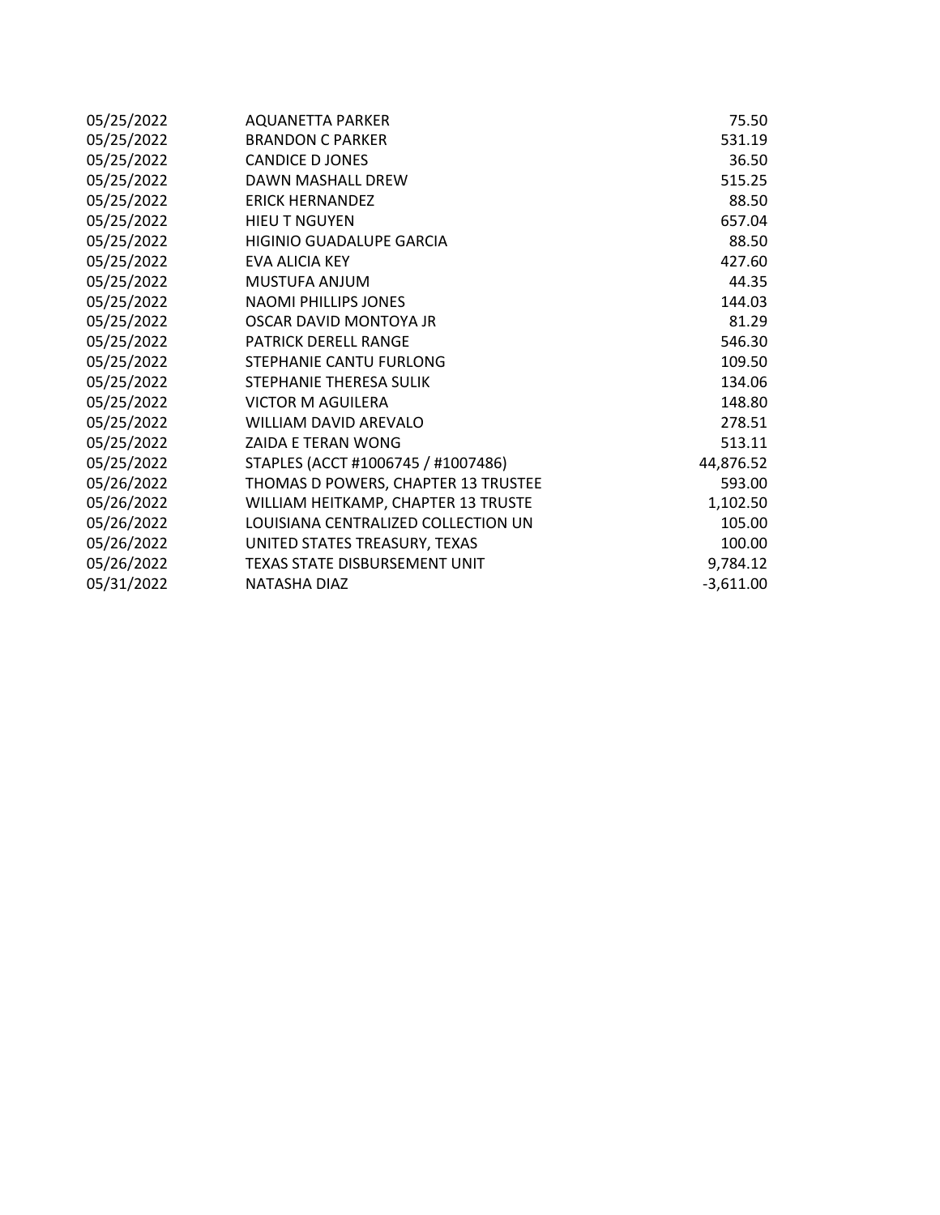| | | |
|---|---|---|
| 05/25/2022 | AQUANETTA PARKER | 75.50 |
| 05/25/2022 | BRANDON C PARKER | 531.19 |
| 05/25/2022 | CANDICE D JONES | 36.50 |
| 05/25/2022 | DAWN MASHALL DREW | 515.25 |
| 05/25/2022 | ERICK HERNANDEZ | 88.50 |
| 05/25/2022 | HIEU T NGUYEN | 657.04 |
| 05/25/2022 | HIGINIO GUADALUPE GARCIA | 88.50 |
| 05/25/2022 | EVA ALICIA KEY | 427.60 |
| 05/25/2022 | MUSTUFA ANJUM | 44.35 |
| 05/25/2022 | NAOMI PHILLIPS JONES | 144.03 |
| 05/25/2022 | OSCAR DAVID MONTOYA JR | 81.29 |
| 05/25/2022 | PATRICK DERELL RANGE | 546.30 |
| 05/25/2022 | STEPHANIE CANTU FURLONG | 109.50 |
| 05/25/2022 | STEPHANIE THERESA SULIK | 134.06 |
| 05/25/2022 | VICTOR M AGUILERA | 148.80 |
| 05/25/2022 | WILLIAM DAVID AREVALO | 278.51 |
| 05/25/2022 | ZAIDA E TERAN WONG | 513.11 |
| 05/25/2022 | STAPLES (ACCT #1006745 / #1007486) | 44,876.52 |
| 05/26/2022 | THOMAS D POWERS, CHAPTER 13 TRUSTEE | 593.00 |
| 05/26/2022 | WILLIAM HEITKAMP, CHAPTER 13 TRUSTE | 1,102.50 |
| 05/26/2022 | LOUISIANA CENTRALIZED COLLECTION UN | 105.00 |
| 05/26/2022 | UNITED STATES TREASURY, TEXAS | 100.00 |
| 05/26/2022 | TEXAS STATE DISBURSEMENT UNIT | 9,784.12 |
| 05/31/2022 | NATASHA DIAZ | -3,611.00 |